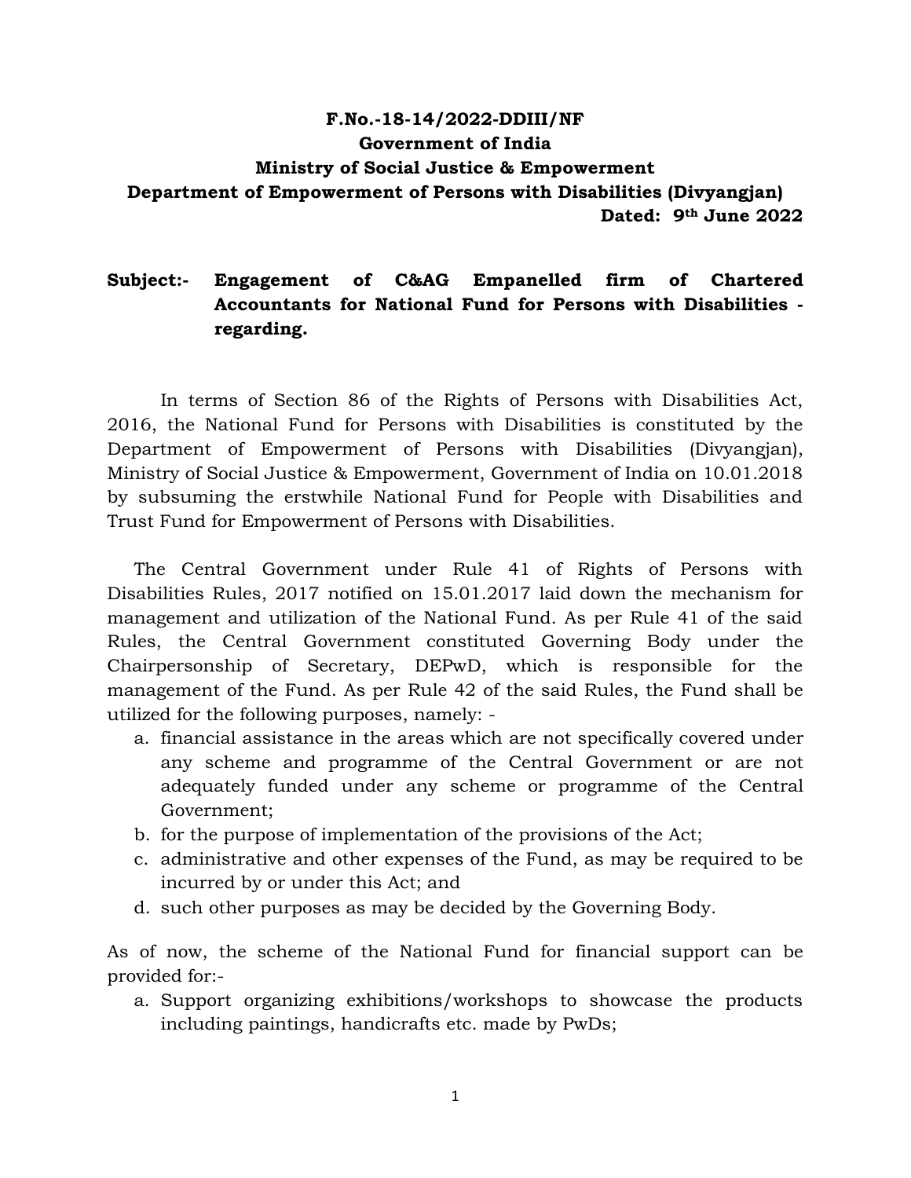**F.No.-18-14/2022-DDIII/NF**
**Government of India**
**Ministry of Social Justice & Empowerment**
**Department of Empowerment of Persons with Disabilities (Divyangjan)**

**Dated: 9th June 2022**

**Subject:- Engagement of C&AG Empanelled firm of Chartered Accountants for National Fund for Persons with Disabilities - regarding.**

In terms of Section 86 of the Rights of Persons with Disabilities Act, 2016, the National Fund for Persons with Disabilities is constituted by the Department of Empowerment of Persons with Disabilities (Divyangjan), Ministry of Social Justice & Empowerment, Government of India on 10.01.2018 by subsuming the erstwhile National Fund for People with Disabilities and Trust Fund for Empowerment of Persons with Disabilities.

The Central Government under Rule 41 of Rights of Persons with Disabilities Rules, 2017 notified on 15.01.2017 laid down the mechanism for management and utilization of the National Fund. As per Rule 41 of the said Rules, the Central Government constituted Governing Body under the Chairpersonship of Secretary, DEPwD, which is responsible for the management of the Fund. As per Rule 42 of the said Rules, the Fund shall be utilized for the following purposes, namely: -

a. financial assistance in the areas which are not specifically covered under any scheme and programme of the Central Government or are not adequately funded under any scheme or programme of the Central Government;
b. for the purpose of implementation of the provisions of the Act;
c. administrative and other expenses of the Fund, as may be required to be incurred by or under this Act; and
d. such other purposes as may be decided by the Governing Body.

As of now, the scheme of the National Fund for financial support can be provided for:-

a. Support organizing exhibitions/workshops to showcase the products including paintings, handicrafts etc. made by PwDs;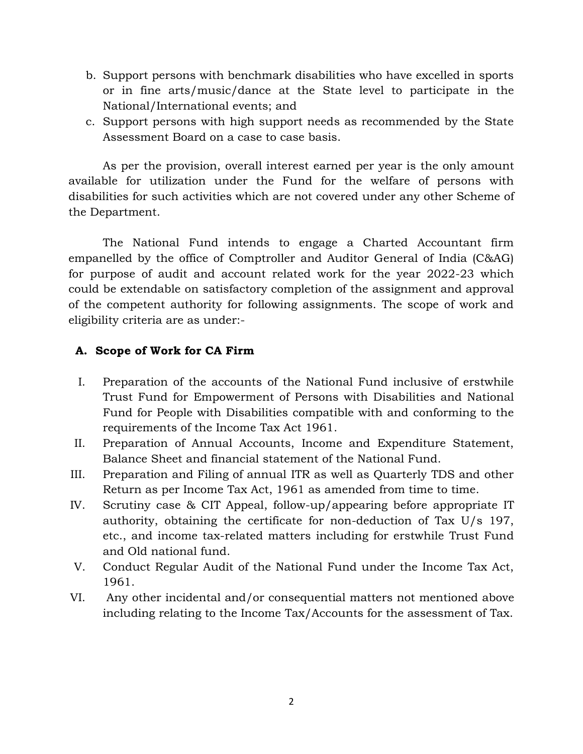b. Support persons with benchmark disabilities who have excelled in sports or in fine arts/music/dance at the State level to participate in the National/International events; and

c. Support persons with high support needs as recommended by the State Assessment Board on a case to case basis.

As per the provision, overall interest earned per year is the only amount available for utilization under the Fund for the welfare of persons with disabilities for such activities which are not covered under any other Scheme of the Department.

The National Fund intends to engage a Charted Accountant firm empanelled by the office of Comptroller and Auditor General of India (C&AG) for purpose of audit and account related work for the year 2022-23 which could be extendable on satisfactory completion of the assignment and approval of the competent authority for following assignments. The scope of work and eligibility criteria are as under:-

### A. Scope of Work for CA Firm

I. Preparation of the accounts of the National Fund inclusive of erstwhile Trust Fund for Empowerment of Persons with Disabilities and National Fund for People with Disabilities compatible with and conforming to the requirements of the Income Tax Act 1961.

II. Preparation of Annual Accounts, Income and Expenditure Statement, Balance Sheet and financial statement of the National Fund.

III. Preparation and Filing of annual ITR as well as Quarterly TDS and other Return as per Income Tax Act, 1961 as amended from time to time.

IV. Scrutiny case & CIT Appeal, follow-up/appearing before appropriate IT authority, obtaining the certificate for non-deduction of Tax U/s 197, etc., and income tax-related matters including for erstwhile Trust Fund and Old national fund.

V. Conduct Regular Audit of the National Fund under the Income Tax Act, 1961.

VI. Any other incidental and/or consequential matters not mentioned above including relating to the Income Tax/Accounts for the assessment of Tax.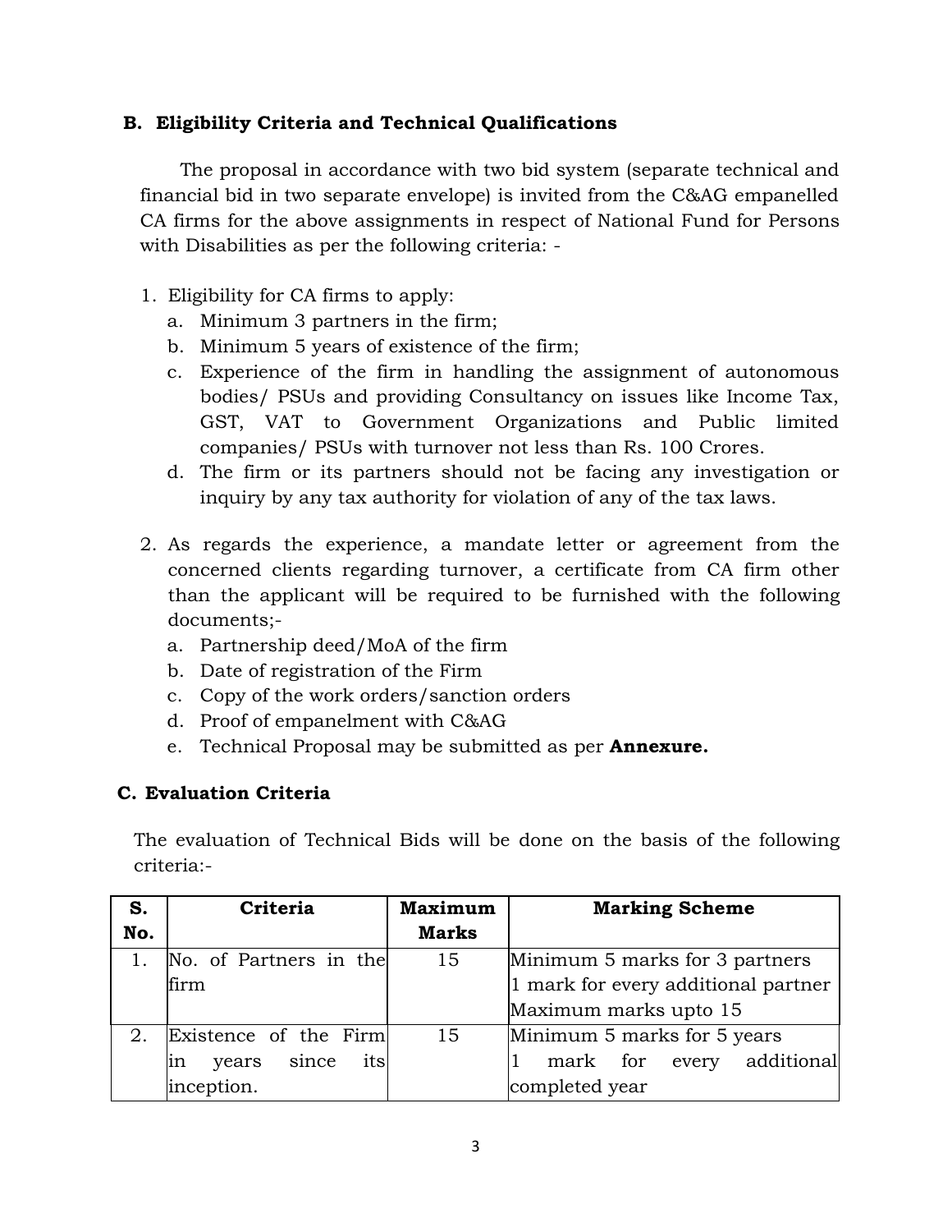## B. Eligibility Criteria and Technical Qualifications

The proposal in accordance with two bid system (separate technical and financial bid in two separate envelope) is invited from the C&AG empanelled CA firms for the above assignments in respect of National Fund for Persons with Disabilities as per the following criteria: -

1. Eligibility for CA firms to apply:
   a. Minimum 3 partners in the firm;
   b. Minimum 5 years of existence of the firm;
   c. Experience of the firm in handling the assignment of autonomous bodies/ PSUs and providing Consultancy on issues like Income Tax, GST, VAT to Government Organizations and Public limited companies/ PSUs with turnover not less than Rs. 100 Crores.
   d. The firm or its partners should not be facing any investigation or inquiry by any tax authority for violation of any of the tax laws.

2. As regards the experience, a mandate letter or agreement from the concerned clients regarding turnover, a certificate from CA firm other than the applicant will be required to be furnished with the following documents;-
   a. Partnership deed/MoA of the firm
   b. Date of registration of the Firm
   c. Copy of the work orders/sanction orders
   d. Proof of empanelment with C&AG
   e. Technical Proposal may be submitted as per **Annexure.**

## C. Evaluation Criteria

The evaluation of Technical Bids will be done on the basis of the following criteria:-

| S. No. | Criteria | Maximum Marks | Marking Scheme |
|---|---|---|---|
| 1. | No. of Partners in the firm | 15 | Minimum 5 marks for 3 partners<br>1 mark for every additional partner<br>Maximum marks upto 15 |
| 2. | Existence of the Firm in years since its inception. | 15 | Minimum 5 marks for 5 years<br>1 mark for every additional completed year |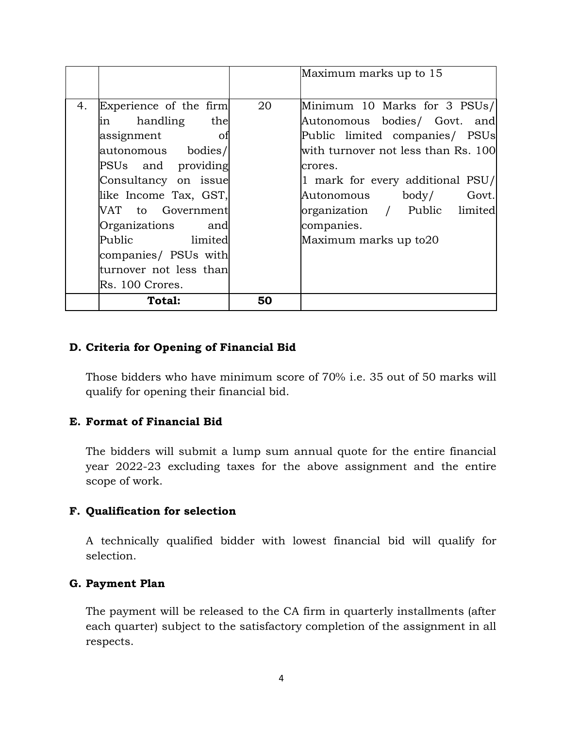| | | | |
|---|---|---|---|
| | | | Maximum marks up to 15 |
| 4. | Experience of the firm in handling the assignment of autonomous bodies/ PSUs and providing Consultancy on issue like Income Tax, GST, VAT to Government Organizations and Public limited companies/ PSUs with turnover not less than Rs. 100 Crores. | 20 | Minimum 10 Marks for 3 PSUs/ Autonomous bodies/ Govt. and Public limited companies/ PSUs with turnover not less than Rs. 100 crores.<br>1 mark for every additional PSU/ Autonomous body/ Govt. organization / Public limited companies.<br>Maximum marks up to20 |
| | **Total:** | **50** | |

**D. Criteria for Opening of Financial Bid**

Those bidders who have minimum score of 70% i.e. 35 out of 50 marks will qualify for opening their financial bid.

**E. Format of Financial Bid**

The bidders will submit a lump sum annual quote for the entire financial year 2022-23 excluding taxes for the above assignment and the entire scope of work.

**F. Qualification for selection**

A technically qualified bidder with lowest financial bid will qualify for selection.

**G. Payment Plan**

The payment will be released to the CA firm in quarterly installments (after each quarter) subject to the satisfactory completion of the assignment in all respects.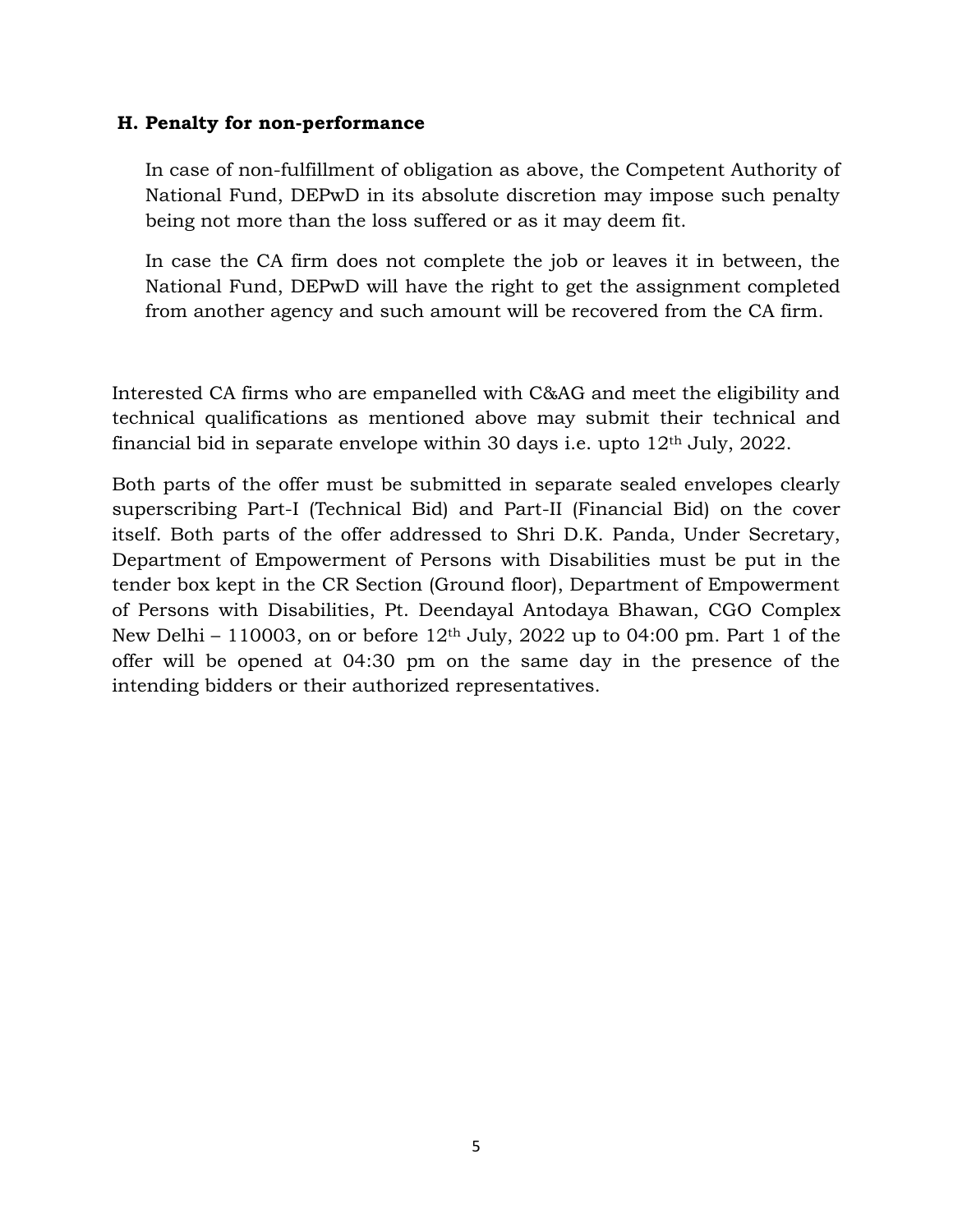### H. Penalty for non-performance

In case of non-fulfillment of obligation as above, the Competent Authority of National Fund, DEPwD in its absolute discretion may impose such penalty being not more than the loss suffered or as it may deem fit.

In case the CA firm does not complete the job or leaves it in between, the National Fund, DEPwD will have the right to get the assignment completed from another agency and such amount will be recovered from the CA firm.

Interested CA firms who are empanelled with C&AG and meet the eligibility and technical qualifications as mentioned above may submit their technical and financial bid in separate envelope within 30 days i.e. upto 12th July, 2022.

Both parts of the offer must be submitted in separate sealed envelopes clearly superscribing Part-I (Technical Bid) and Part-II (Financial Bid) on the cover itself. Both parts of the offer addressed to Shri D.K. Panda, Under Secretary, Department of Empowerment of Persons with Disabilities must be put in the tender box kept in the CR Section (Ground floor), Department of Empowerment of Persons with Disabilities, Pt. Deendayal Antodaya Bhawan, CGO Complex New Delhi – 110003, on or before 12th July, 2022 up to 04:00 pm. Part 1 of the offer will be opened at 04:30 pm on the same day in the presence of the intending bidders or their authorized representatives.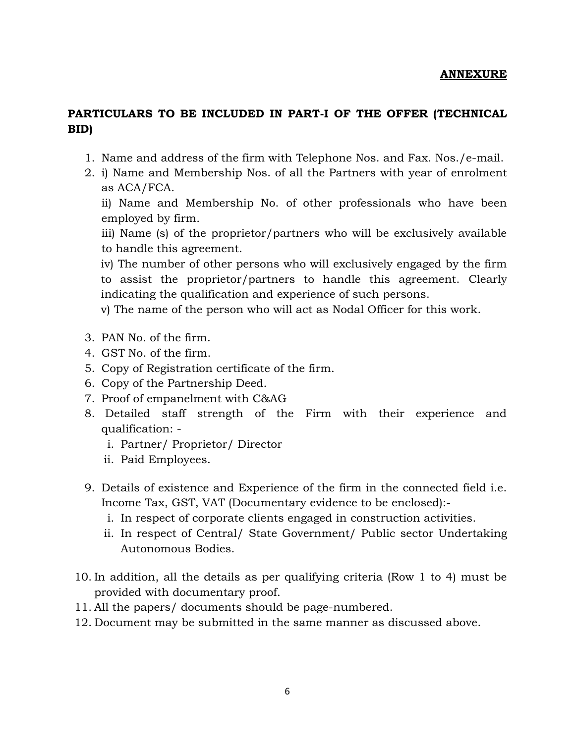**ANNEXURE**

## PARTICULARS TO BE INCLUDED IN PART-I OF THE OFFER (TECHNICAL BID)

1. Name and address of the firm with Telephone Nos. and Fax. Nos./e-mail.
2. i) Name and Membership Nos. of all the Partners with year of enrolment as ACA/FCA.

   ii) Name and Membership No. of other professionals who have been employed by firm.

   iii) Name (s) of the proprietor/partners who will be exclusively available to handle this agreement.

   iv) The number of other persons who will exclusively engaged by the firm to assist the proprietor/partners to handle this agreement. Clearly indicating the qualification and experience of such persons.

   v) The name of the person who will act as Nodal Officer for this work.

3. PAN No. of the firm.
4. GST No. of the firm.
5. Copy of Registration certificate of the firm.
6. Copy of the Partnership Deed.
7. Proof of empanelment with C&AG
8. Detailed staff strength of the Firm with their experience and qualification: -
   i. Partner/ Proprietor/ Director
   ii. Paid Employees.

9. Details of existence and Experience of the firm in the connected field i.e. Income Tax, GST, VAT (Documentary evidence to be enclosed):-
   i. In respect of corporate clients engaged in construction activities.
   ii. In respect of Central/ State Government/ Public sector Undertaking Autonomous Bodies.

10. In addition, all the details as per qualifying criteria (Row 1 to 4) must be provided with documentary proof.
11. All the papers/ documents should be page-numbered.
12. Document may be submitted in the same manner as discussed above.